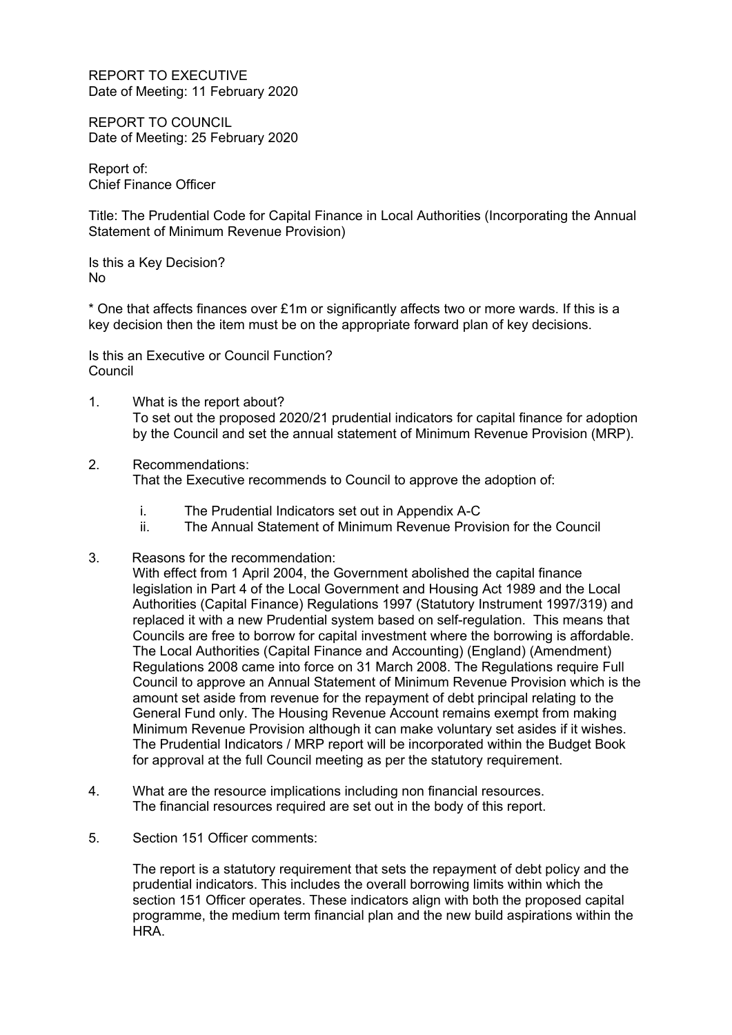REPORT TO EXECUTIVE
Date of Meeting: 11 February 2020

REPORT TO COUNCIL
Date of Meeting: 25 February 2020

Report of:
Chief Finance Officer

Title: The Prudential Code for Capital Finance in Local Authorities (Incorporating the Annual Statement of Minimum Revenue Provision)

Is this a Key Decision?
No

\* One that affects finances over £1m or significantly affects two or more wards. If this is a key decision then the item must be on the appropriate forward plan of key decisions.

Is this an Executive or Council Function?
Council

1. What is the report about?
   To set out the proposed 2020/21 prudential indicators for capital finance for adoption by the Council and set the annual statement of Minimum Revenue Provision (MRP).

2. Recommendations:
   That the Executive recommends to Council to approve the adoption of:

   i. The Prudential Indicators set out in Appendix A-C
   ii. The Annual Statement of Minimum Revenue Provision for the Council

3. Reasons for the recommendation:
   With effect from 1 April 2004, the Government abolished the capital finance legislation in Part 4 of the Local Government and Housing Act 1989 and the Local Authorities (Capital Finance) Regulations 1997 (Statutory Instrument 1997/319) and replaced it with a new Prudential system based on self-regulation. This means that Councils are free to borrow for capital investment where the borrowing is affordable. The Local Authorities (Capital Finance and Accounting) (England) (Amendment) Regulations 2008 came into force on 31 March 2008. The Regulations require Full Council to approve an Annual Statement of Minimum Revenue Provision which is the amount set aside from revenue for the repayment of debt principal relating to the General Fund only. The Housing Revenue Account remains exempt from making Minimum Revenue Provision although it can make voluntary set asides if it wishes. The Prudential Indicators / MRP report will be incorporated within the Budget Book for approval at the full Council meeting as per the statutory requirement.

4. What are the resource implications including non financial resources.
   The financial resources required are set out in the body of this report.

5. Section 151 Officer comments:

   The report is a statutory requirement that sets the repayment of debt policy and the prudential indicators. This includes the overall borrowing limits within which the section 151 Officer operates. These indicators align with both the proposed capital programme, the medium term financial plan and the new build aspirations within the HRA.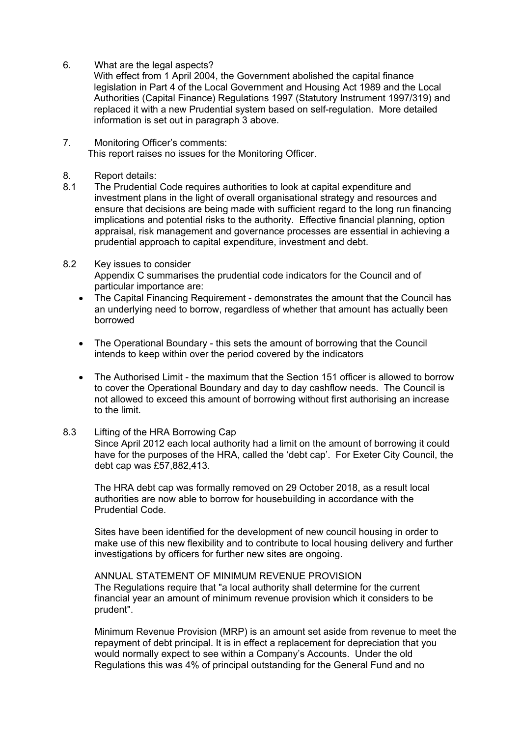6. What are the legal aspects?
   With effect from 1 April 2004, the Government abolished the capital finance legislation in Part 4 of the Local Government and Housing Act 1989 and the Local Authorities (Capital Finance) Regulations 1997 (Statutory Instrument 1997/319) and replaced it with a new Prudential system based on self-regulation. More detailed information is set out in paragraph 3 above.

7. Monitoring Officer's comments:
   This report raises no issues for the Monitoring Officer.

8. Report details:

8.1 The Prudential Code requires authorities to look at capital expenditure and investment plans in the light of overall organisational strategy and resources and ensure that decisions are being made with sufficient regard to the long run financing implications and potential risks to the authority. Effective financial planning, option appraisal, risk management and governance processes are essential in achieving a prudential approach to capital expenditure, investment and debt.

8.2 Key issues to consider
   Appendix C summarises the prudential code indicators for the Council and of particular importance are:

   - The Capital Financing Requirement - demonstrates the amount that the Council has an underlying need to borrow, regardless of whether that amount has actually been borrowed
   - The Operational Boundary - this sets the amount of borrowing that the Council intends to keep within over the period covered by the indicators
   - The Authorised Limit - the maximum that the Section 151 officer is allowed to borrow to cover the Operational Boundary and day to day cashflow needs. The Council is not allowed to exceed this amount of borrowing without first authorising an increase to the limit.

8.3 Lifting of the HRA Borrowing Cap
   Since April 2012 each local authority had a limit on the amount of borrowing it could have for the purposes of the HRA, called the 'debt cap'. For Exeter City Council, the debt cap was £57,882,413.

   The HRA debt cap was formally removed on 29 October 2018, as a result local authorities are now able to borrow for housebuilding in accordance with the Prudential Code.

   Sites have been identified for the development of new council housing in order to make use of this new flexibility and to contribute to local housing delivery and further investigations by officers for further new sites are ongoing.

   ANNUAL STATEMENT OF MINIMUM REVENUE PROVISION
   The Regulations require that "a local authority shall determine for the current financial year an amount of minimum revenue provision which it considers to be prudent".

   Minimum Revenue Provision (MRP) is an amount set aside from revenue to meet the repayment of debt principal. It is in effect a replacement for depreciation that you would normally expect to see within a Company's Accounts. Under the old Regulations this was 4% of principal outstanding for the General Fund and no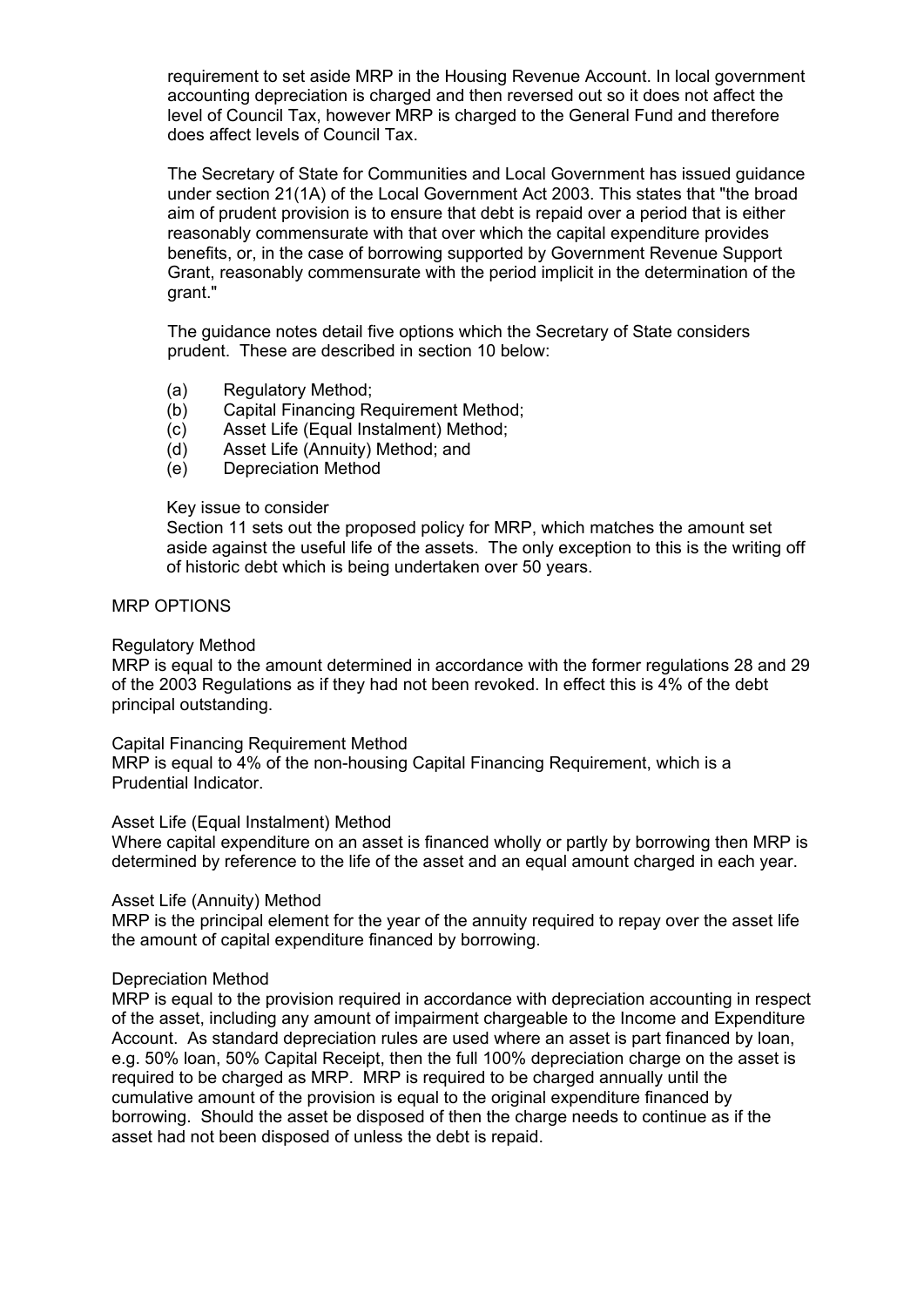requirement to set aside MRP in the Housing Revenue Account. In local government accounting depreciation is charged and then reversed out so it does not affect the level of Council Tax, however MRP is charged to the General Fund and therefore does affect levels of Council Tax.

The Secretary of State for Communities and Local Government has issued guidance under section 21(1A) of the Local Government Act 2003. This states that "the broad aim of prudent provision is to ensure that debt is repaid over a period that is either reasonably commensurate with that over which the capital expenditure provides benefits, or, in the case of borrowing supported by Government Revenue Support Grant, reasonably commensurate with the period implicit in the determination of the grant."

The guidance notes detail five options which the Secretary of State considers prudent. These are described in section 10 below:

(a) Regulatory Method;
(b) Capital Financing Requirement Method;
(c) Asset Life (Equal Instalment) Method;
(d) Asset Life (Annuity) Method; and
(e) Depreciation Method

Key issue to consider
Section 11 sets out the proposed policy for MRP, which matches the amount set aside against the useful life of the assets. The only exception to this is the writing off of historic debt which is being undertaken over 50 years.

MRP OPTIONS

Regulatory Method
MRP is equal to the amount determined in accordance with the former regulations 28 and 29 of the 2003 Regulations as if they had not been revoked. In effect this is 4% of the debt principal outstanding.

Capital Financing Requirement Method
MRP is equal to 4% of the non-housing Capital Financing Requirement, which is a Prudential Indicator.

Asset Life (Equal Instalment) Method
Where capital expenditure on an asset is financed wholly or partly by borrowing then MRP is determined by reference to the life of the asset and an equal amount charged in each year.

Asset Life (Annuity) Method
MRP is the principal element for the year of the annuity required to repay over the asset life the amount of capital expenditure financed by borrowing.

Depreciation Method
MRP is equal to the provision required in accordance with depreciation accounting in respect of the asset, including any amount of impairment chargeable to the Income and Expenditure Account. As standard depreciation rules are used where an asset is part financed by loan, e.g. 50% loan, 50% Capital Receipt, then the full 100% depreciation charge on the asset is required to be charged as MRP. MRP is required to be charged annually until the cumulative amount of the provision is equal to the original expenditure financed by borrowing. Should the asset be disposed of then the charge needs to continue as if the asset had not been disposed of unless the debt is repaid.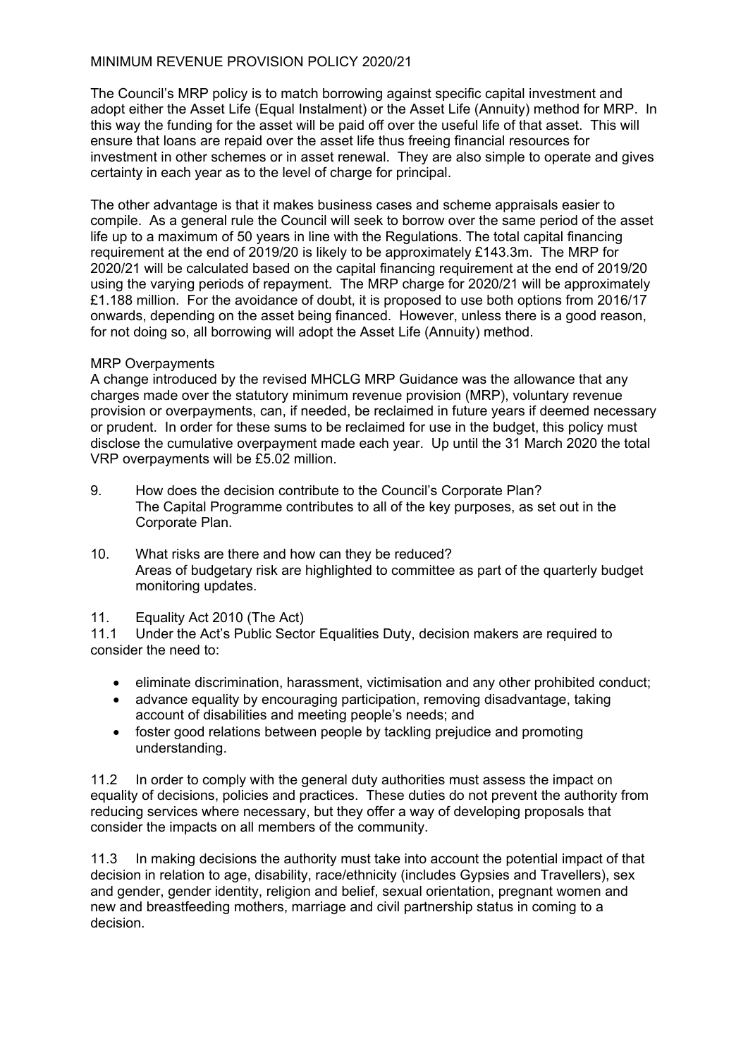MINIMUM REVENUE PROVISION POLICY 2020/21

The Council's MRP policy is to match borrowing against specific capital investment and adopt either the Asset Life (Equal Instalment) or the Asset Life (Annuity) method for MRP. In this way the funding for the asset will be paid off over the useful life of that asset. This will ensure that loans are repaid over the asset life thus freeing financial resources for investment in other schemes or in asset renewal. They are also simple to operate and gives certainty in each year as to the level of charge for principal.

The other advantage is that it makes business cases and scheme appraisals easier to compile. As a general rule the Council will seek to borrow over the same period of the asset life up to a maximum of 50 years in line with the Regulations. The total capital financing requirement at the end of 2019/20 is likely to be approximately £143.3m. The MRP for 2020/21 will be calculated based on the capital financing requirement at the end of 2019/20 using the varying periods of repayment. The MRP charge for 2020/21 will be approximately £1.188 million. For the avoidance of doubt, it is proposed to use both options from 2016/17 onwards, depending on the asset being financed. However, unless there is a good reason, for not doing so, all borrowing will adopt the Asset Life (Annuity) method.

MRP Overpayments

A change introduced by the revised MHCLG MRP Guidance was the allowance that any charges made over the statutory minimum revenue provision (MRP), voluntary revenue provision or overpayments, can, if needed, be reclaimed in future years if deemed necessary or prudent. In order for these sums to be reclaimed for use in the budget, this policy must disclose the cumulative overpayment made each year. Up until the 31 March 2020 the total VRP overpayments will be £5.02 million.

9. How does the decision contribute to the Council's Corporate Plan?
   The Capital Programme contributes to all of the key purposes, as set out in the Corporate Plan.

10. What risks are there and how can they be reduced?
    Areas of budgetary risk are highlighted to committee as part of the quarterly budget monitoring updates.

11. Equality Act 2010 (The Act)

11.1 Under the Act's Public Sector Equalities Duty, decision makers are required to consider the need to:

- eliminate discrimination, harassment, victimisation and any other prohibited conduct;
- advance equality by encouraging participation, removing disadvantage, taking account of disabilities and meeting people's needs; and
- foster good relations between people by tackling prejudice and promoting understanding.

11.2 In order to comply with the general duty authorities must assess the impact on equality of decisions, policies and practices. These duties do not prevent the authority from reducing services where necessary, but they offer a way of developing proposals that consider the impacts on all members of the community.

11.3 In making decisions the authority must take into account the potential impact of that decision in relation to age, disability, race/ethnicity (includes Gypsies and Travellers), sex and gender, gender identity, religion and belief, sexual orientation, pregnant women and new and breastfeeding mothers, marriage and civil partnership status in coming to a decision.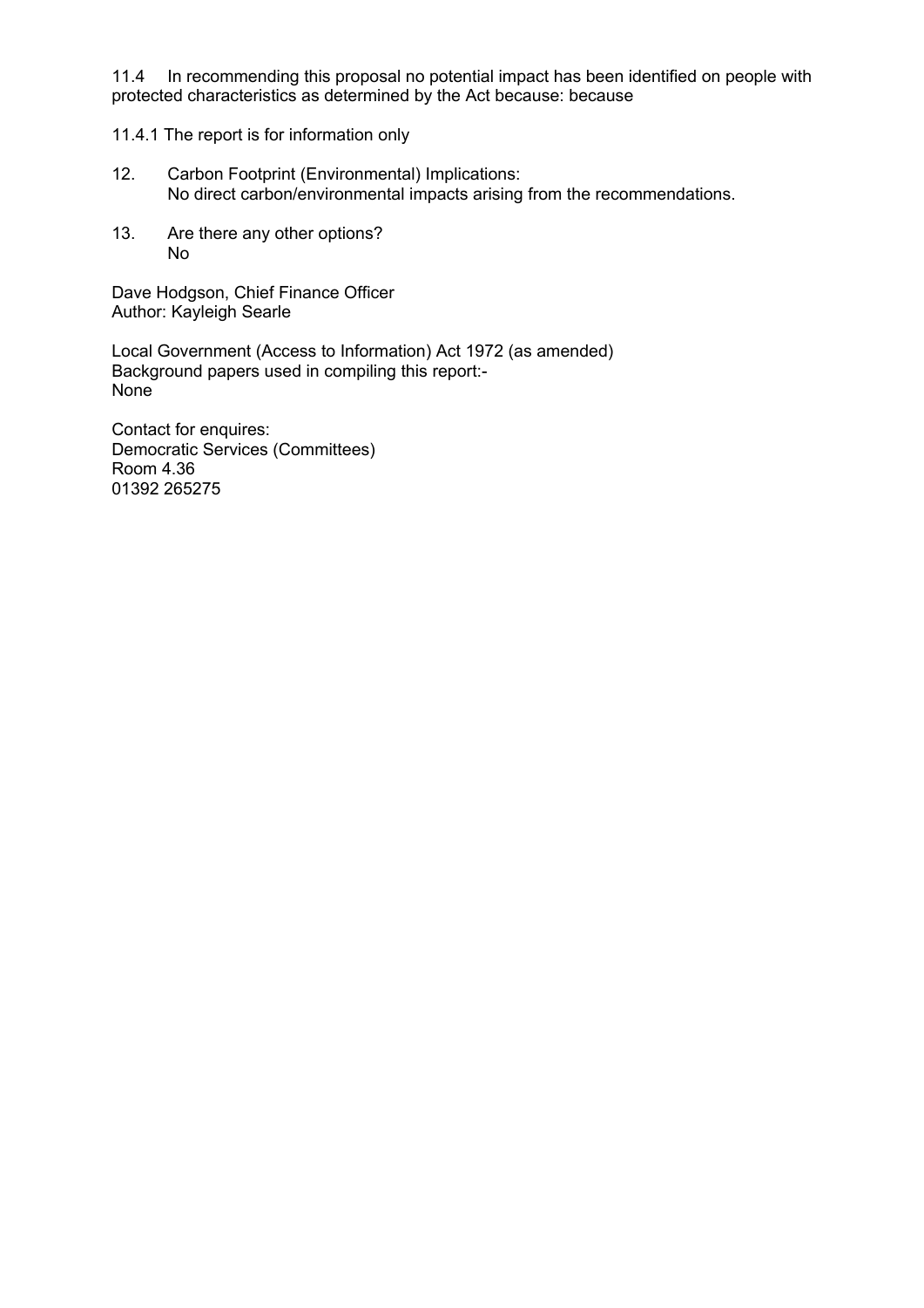11.4 In recommending this proposal no potential impact has been identified on people with protected characteristics as determined by the Act because: because

11.4.1 The report is for information only

12. Carbon Footprint (Environmental) Implications:
    No direct carbon/environmental impacts arising from the recommendations.

13. Are there any other options?
    No

Dave Hodgson, Chief Finance Officer
Author: Kayleigh Searle

Local Government (Access to Information) Act 1972 (as amended)
Background papers used in compiling this report:-
None

Contact for enquires:
Democratic Services (Committees)
Room 4.36
01392 265275